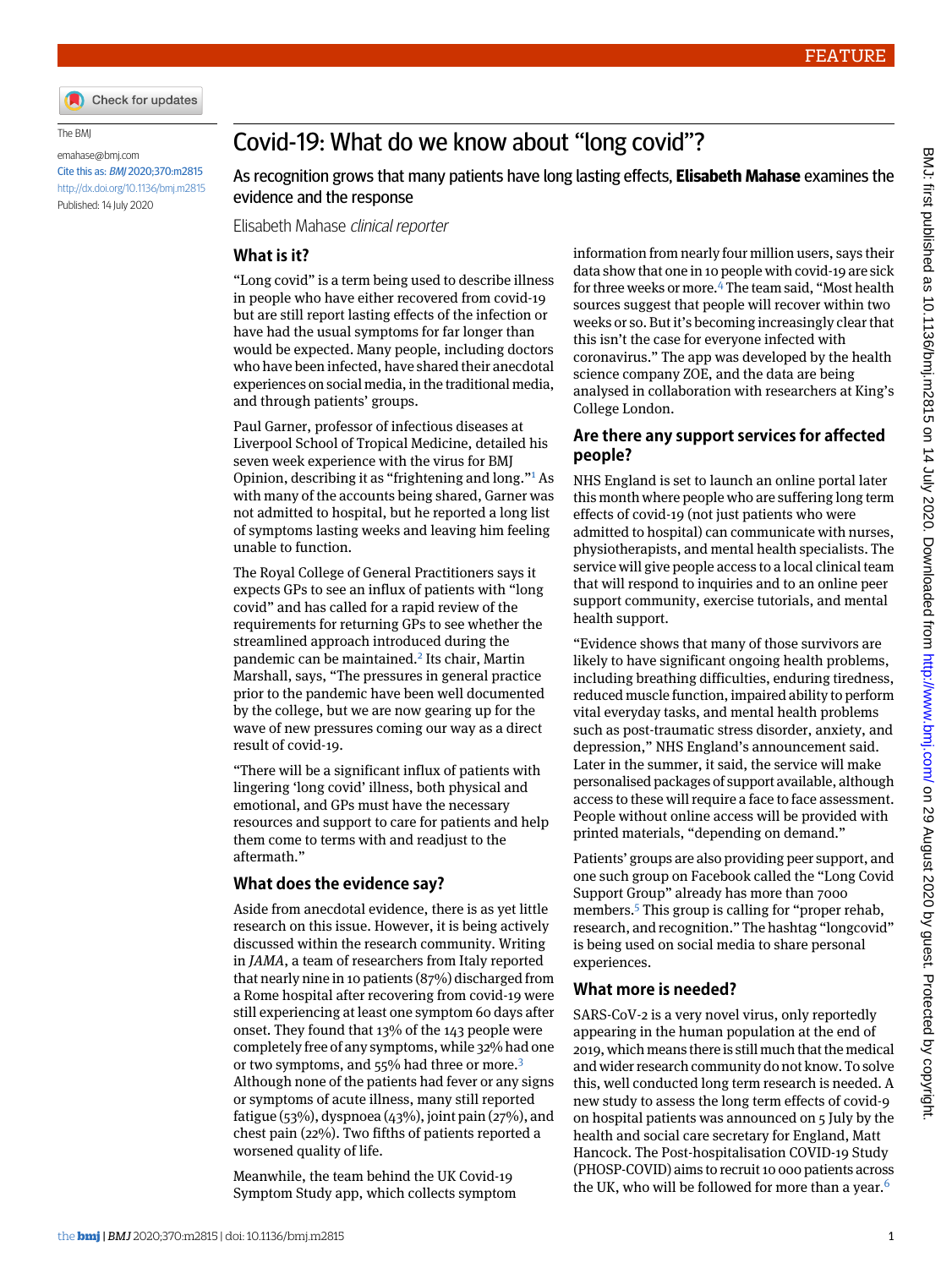FEATURE

The BMJ

emahase@bmj.com

Cite this as: *BMJ* 2020;370:m2815

http://dx.doi.org/10.1136/bmj.m2815

Published: 14 July 2020

# Covid-19: What do we know about "long covid"?

As recognition grows that many patients have long lasting effects, **Elisabeth Mahase** examines the evidence and the response

Elisabeth Mahase *clinical reporter*

## What is it?

"Long covid" is a term being used to describe illness in people who have either recovered from covid-19 but are still report lasting effects of the infection or have had the usual symptoms for far longer than would be expected. Many people, including doctors who have been infected, have shared their anecdotal experiences on social media, in the traditional media, and through patients' groups.

Paul Garner, professor of infectious diseases at Liverpool School of Tropical Medicine, detailed his seven week experience with the virus for BMJ Opinion, describing it as "frightening and long."[1] As with many of the accounts being shared, Garner was not admitted to hospital, but he reported a long list of symptoms lasting weeks and leaving him feeling unable to function.

The Royal College of General Practitioners says it expects GPs to see an influx of patients with "long covid" and has called for a rapid review of the requirements for returning GPs to see whether the streamlined approach introduced during the pandemic can be maintained.[2] Its chair, Martin Marshall, says, "The pressures in general practice prior to the pandemic have been well documented by the college, but we are now gearing up for the wave of new pressures coming our way as a direct result of covid-19.

"There will be a significant influx of patients with lingering 'long covid' illness, both physical and emotional, and GPs must have the necessary resources and support to care for patients and help them come to terms with and readjust to the aftermath."

## What does the evidence say?

Aside from anecdotal evidence, there is as yet little research on this issue. However, it is being actively discussed within the research community. Writing in *JAMA*, a team of researchers from Italy reported that nearly nine in 10 patients (87%) discharged from a Rome hospital after recovering from covid-19 were still experiencing at least one symptom 60 days after onset. They found that 13% of the 143 people were completely free of any symptoms, while 32% had one or two symptoms, and 55% had three or more.[3] Although none of the patients had fever or any signs or symptoms of acute illness, many still reported fatigue (53%), dyspnoea (43%), joint pain (27%), and chest pain (22%). Two fifths of patients reported a worsened quality of life.

Meanwhile, the team behind the UK Covid-19 Symptom Study app, which collects symptom information from nearly four million users, says their data show that one in 10 people with covid-19 are sick for three weeks or more.[4] The team said, "Most health sources suggest that people will recover within two weeks or so. But it's becoming increasingly clear that this isn't the case for everyone infected with coronavirus." The app was developed by the health science company ZOE, and the data are being analysed in collaboration with researchers at King's College London.

## Are there any support services for affected people?

NHS England is set to launch an online portal later this month where people who are suffering long term effects of covid-19 (not just patients who were admitted to hospital) can communicate with nurses, physiotherapists, and mental health specialists. The service will give people access to a local clinical team that will respond to inquiries and to an online peer support community, exercise tutorials, and mental health support.

"Evidence shows that many of those survivors are likely to have significant ongoing health problems, including breathing difficulties, enduring tiredness, reduced muscle function, impaired ability to perform vital everyday tasks, and mental health problems such as post-traumatic stress disorder, anxiety, and depression," NHS England's announcement said. Later in the summer, it said, the service will make personalised packages of support available, although access to these will require a face to face assessment. People without online access will be provided with printed materials, "depending on demand."

Patients' groups are also providing peer support, and one such group on Facebook called the "Long Covid Support Group" already has more than 7000 members.[5] This group is calling for "proper rehab, research, and recognition." The hashtag "longcovid" is being used on social media to share personal experiences.

## What more is needed?

SARS-CoV-2 is a very novel virus, only reportedly appearing in the human population at the end of 2019, which means that there is still much that the medical and wider research community do not know. To solve this, well conducted long term research is needed. A new study to assess the long term effects of covid-9 on hospital patients was announced on 5 July by the health and social care secretary for England, Matt Hancock. The Post-hospitalisation COVID-19 Study (PHOSP-COVID) aims to recruit 10 000 patients across the UK, who will be followed for more than a year.[6]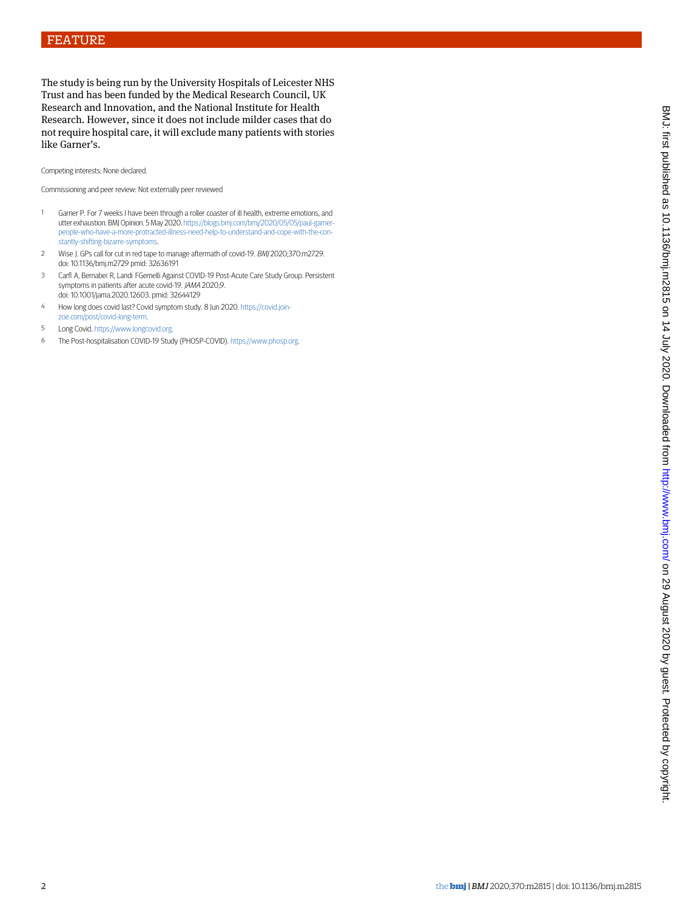The study is being run by the University Hospitals of Leicester NHS Trust and has been funded by the Medical Research Council, UK Research and Innovation, and the National Institute for Health Research. However, since it does not include milder cases that do not require hospital care, it will exclude many patients with stories like Garner's.

Competing interests: None declared.

Commissioning and peer review: Not externally peer reviewed

1. Garner P. For 7 weeks I have been through a roller coaster of ill health, extreme emotions, and utter exhaustion. BMJ Opinion. 5 May 2020. https://blogs.bmj.com/bmj/2020/05/05/paul-garner-people-who-have-a-more-protracted-illness-need-help-to-understand-and-cope-with-the-constantly-shifting-bizarre-symptoms.
2. Wise J. GPs call for cut in red tape to manage aftermath of covid-19. *BMJ* 2020;370:m2729. doi: 10.1136/bmj.m2729 pmid: 32636191
3. Carfì A, Bernabei R, Landi FGemelli Against COVID-19 Post-Acute Care Study Group. Persistent symptoms in patients after acute covid-19. *JAMA* 2020;9. doi: 10.1001/jama.2020.12603. pmid: 32644129
4. How long does covid last? Covid symptom study. 8 Jun 2020. https://covid.joinzoe.com/post/covid-long-term.
5. Long Covid. https://www.longcovid.org.
6. The Post-hospitalisation COVID-19 Study (PHOSP-COVID). https://www.phosp.org.